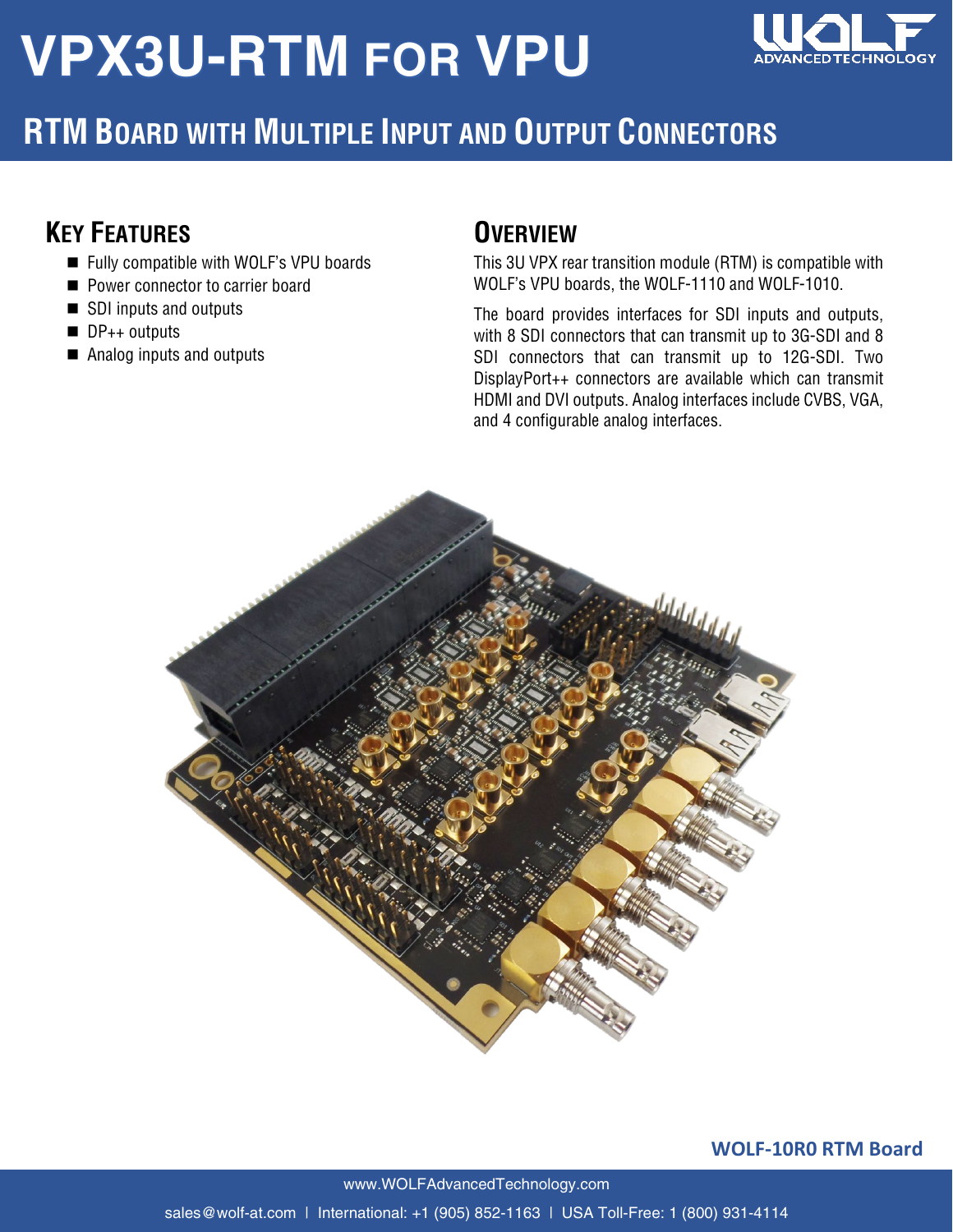# VPX3U-RTM FOR VPU

## RTM BOARD WITH MULTIPLE INPUT AND OUTPUT CONNECTORS

### KEY FEATURES

- Fully compatible with WOLF's VPU boards
- Power connector to carrier board
- SDI inputs and outputs
- DP++ outputs
- Analog inputs and outputs

### OVERVIEW

This 3U VPX rear transition module (RTM) is compatible with WOLF's VPU boards, the WOLF-1110 and WOLF-1010.

The board provides interfaces for SDI inputs and outputs, with 8 SDI connectors that can transmit up to 3G-SDI and 8 SDI connectors that can transmit up to 12G-SDI. Two DisplayPort++ connectors are available which can transmit HDMI and DVI outputs. Analog interfaces include CVBS, VGA, and 4 configurable analog interfaces.

**WOLF-10R0 RTM Board**

www.WOLFAdvancedTechnology.com

sales@wolf-at.com | International: +1 (905) 852-1163 | USA Toll-Free: 1 (800) 931-4114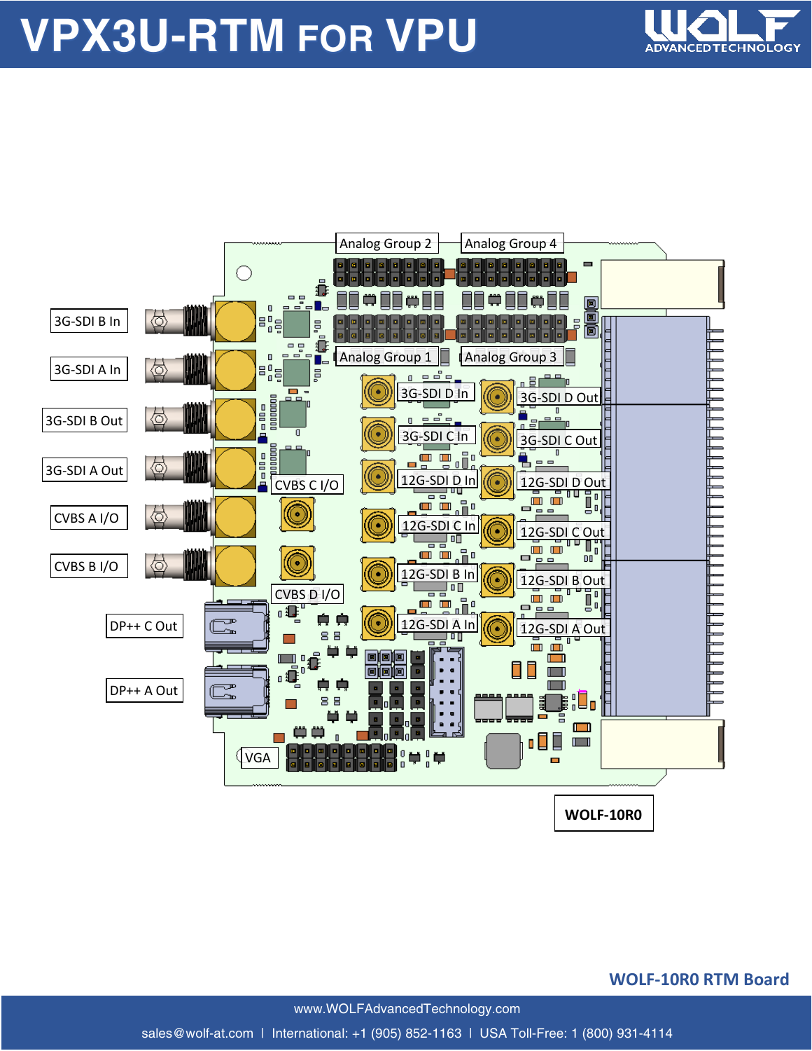# VPX3U-RTM FOR VPU

Analog Group 2

Analog Group 4

Analog Group 1

Analog Group 3

3G-SDI B In

3G-SDI A In

3G-SDI B Out

3G-SDI A Out

CVBS A I/O

CVBS B I/O

CVBS C I/O

CVBS D I/O

3G-SDI D In

3G-SDI C In

12G-SDI D In

12G-SDI C In

12G-SDI B In

12G-SDI A In

3G-SDI D Out

3G-SDI C Out

12G-SDI D Out

12G-SDI C Out

12G-SDI B Out

12G-SDI A Out

DP++ C Out

DP++ A Out

VGA

**WOLF-10R0**

**WOLF-10R0 RTM Board**

www.WOLFAdvancedTechnology.com

sales@wolf-at.com | International: +1 (905) 852-1163 | USA Toll-Free: 1 (800) 931-4114